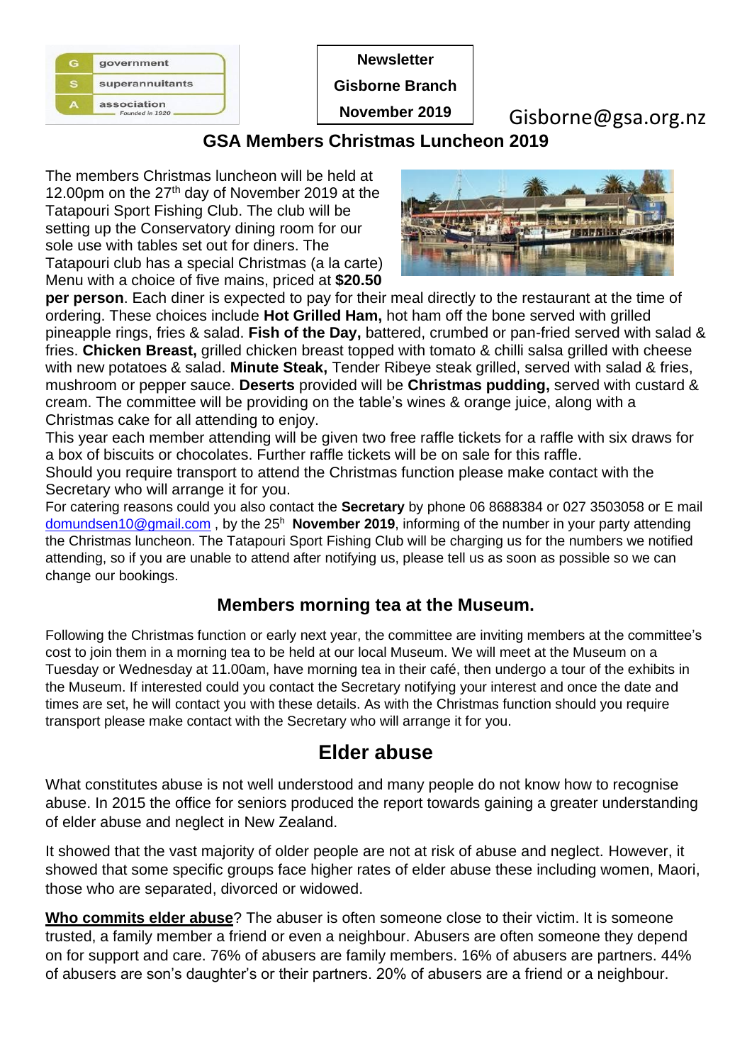government
superannuitants
association
Founded in 1920

**Newsletter**
**Gisborne Branch**
**November 2019**

Gisborne@gsa.org.nz

## GSA Members Christmas Luncheon 2019

The members Christmas luncheon will be held at 12.00pm on the 27th day of November 2019 at the Tatapouri Sport Fishing Club. The club will be setting up the Conservatory dining room for our sole use with tables set out for diners. The Tatapouri club has a special Christmas (a la carte) Menu with a choice of five mains, priced at **$20.50 per person**. Each diner is expected to pay for their meal directly to the restaurant at the time of ordering. These choices include **Hot Grilled Ham,** hot ham off the bone served with grilled pineapple rings, fries & salad. **Fish of the Day,** battered, crumbed or pan-fried served with salad & fries. **Chicken Breast,** grilled chicken breast topped with tomato & chilli salsa grilled with cheese with new potatoes & salad. **Minute Steak,** Tender Ribeye steak grilled, served with salad & fries, mushroom or pepper sauce. **Deserts** provided will be **Christmas pudding,** served with custard & cream. The committee will be providing on the table's wines & orange juice, along with a Christmas cake for all attending to enjoy.

This year each member attending will be given two free raffle tickets for a raffle with six draws for a box of biscuits or chocolates. Further raffle tickets will be on sale for this raffle.

Should you require transport to attend the Christmas function please make contact with the Secretary who will arrange it for you.

For catering reasons could you also contact the **Secretary** by phone 06 8688384 or 027 3503058 or E mail domundsen10@gmail.com , by the 25h **November 2019**, informing of the number in your party attending the Christmas luncheon. The Tatapouri Sport Fishing Club will be charging us for the numbers we notified attending, so if you are unable to attend after notifying us, please tell us as soon as possible so we can change our bookings.

### Members morning tea at the Museum.

Following the Christmas function or early next year, the committee are inviting members at the committee's cost to join them in a morning tea to be held at our local Museum. We will meet at the Museum on a Tuesday or Wednesday at 11.00am, have morning tea in their café, then undergo a tour of the exhibits in the Museum. If interested could you contact the Secretary notifying your interest and once the date and times are set, he will contact you with these details. As with the Christmas function should you require transport please make contact with the Secretary who will arrange it for you.

## Elder abuse

What constitutes abuse is not well understood and many people do not know how to recognise abuse. In 2015 the office for seniors produced the report towards gaining a greater understanding of elder abuse and neglect in New Zealand.

It showed that the vast majority of older people are not at risk of abuse and neglect. However, it showed that some specific groups face higher rates of elder abuse these including women, Maori, those who are separated, divorced or widowed.

**Who commits elder abuse**? The abuser is often someone close to their victim. It is someone trusted, a family member a friend or even a neighbour. Abusers are often someone they depend on for support and care. 76% of abusers are family members. 16% of abusers are partners. 44% of abusers are son's daughter's or their partners. 20% of abusers are a friend or a neighbour.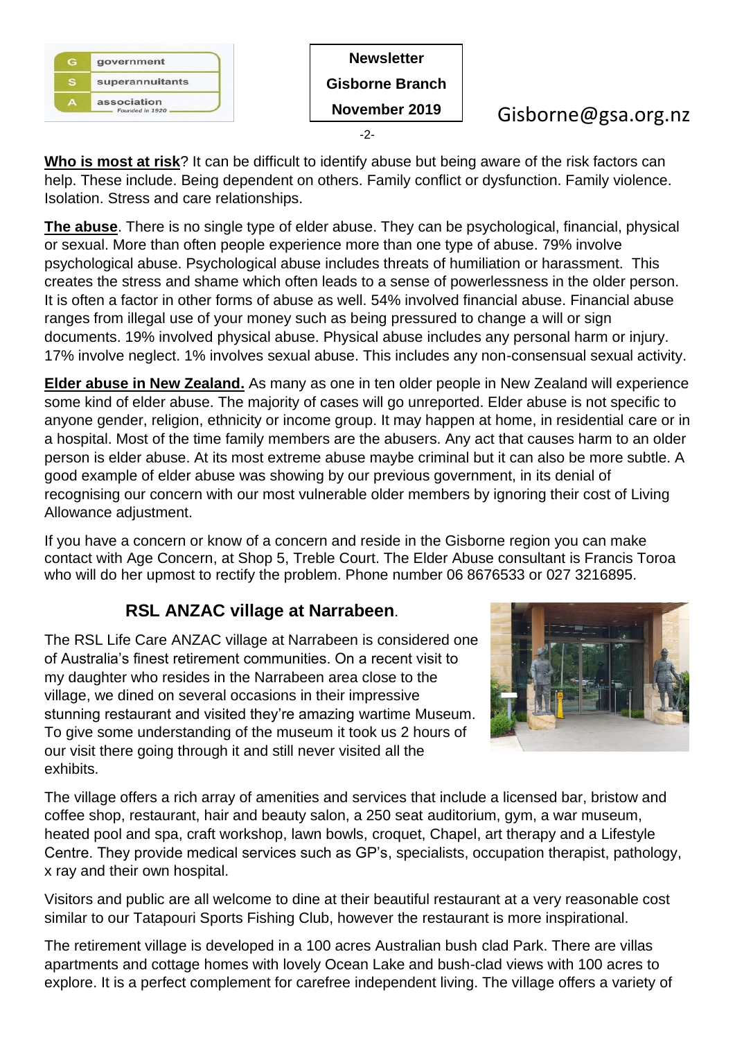**Who is most at risk**? It can be difficult to identify abuse but being aware of the risk factors can help. These include. Being dependent on others. Family conflict or dysfunction. Family violence. Isolation. Stress and care relationships.

**The abuse**. There is no single type of elder abuse. They can be psychological, financial, physical or sexual. More than often people experience more than one type of abuse. 79% involve psychological abuse. Psychological abuse includes threats of humiliation or harassment. This creates the stress and shame which often leads to a sense of powerlessness in the older person. It is often a factor in other forms of abuse as well. 54% involved financial abuse. Financial abuse ranges from illegal use of your money such as being pressured to change a will or sign documents. 19% involved physical abuse. Physical abuse includes any personal harm or injury. 17% involve neglect. 1% involves sexual abuse. This includes any non-consensual sexual activity.

**Elder abuse in New Zealand.** As many as one in ten older people in New Zealand will experience some kind of elder abuse. The majority of cases will go unreported. Elder abuse is not specific to anyone gender, religion, ethnicity or income group. It may happen at home, in residential care or in a hospital. Most of the time family members are the abusers. Any act that causes harm to an older person is elder abuse. At its most extreme abuse maybe criminal but it can also be more subtle. A good example of elder abuse was showing by our previous government, in its denial of recognising our concern with our most vulnerable older members by ignoring their cost of Living Allowance adjustment.

If you have a concern or know of a concern and reside in the Gisborne region you can make contact with Age Concern, at Shop 5, Treble Court. The Elder Abuse consultant is Francis Toroa who will do her upmost to rectify the problem. Phone number 06 8676533 or 027 3216895.

## RSL ANZAC village at Narrabeen.

The RSL Life Care ANZAC village at Narrabeen is considered one of Australia's finest retirement communities. On a recent visit to my daughter who resides in the Narrabeen area close to the village, we dined on several occasions in their impressive stunning restaurant and visited they're amazing wartime Museum. To give some understanding of the museum it took us 2 hours of our visit there going through it and still never visited all the exhibits.

The village offers a rich array of amenities and services that include a licensed bar, bristow and coffee shop, restaurant, hair and beauty salon, a 250 seat auditorium, gym, a war museum, heated pool and spa, craft workshop, lawn bowls, croquet, Chapel, art therapy and a Lifestyle Centre. They provide medical services such as GP's, specialists, occupation therapist, pathology, x ray and their own hospital.

Visitors and public are all welcome to dine at their beautiful restaurant at a very reasonable cost similar to our Tatapouri Sports Fishing Club, however the restaurant is more inspirational.

The retirement village is developed in a 100 acres Australian bush clad Park. There are villas apartments and cottage homes with lovely Ocean Lake and bush-clad views with 100 acres to explore. It is a perfect complement for carefree independent living. The village offers a variety of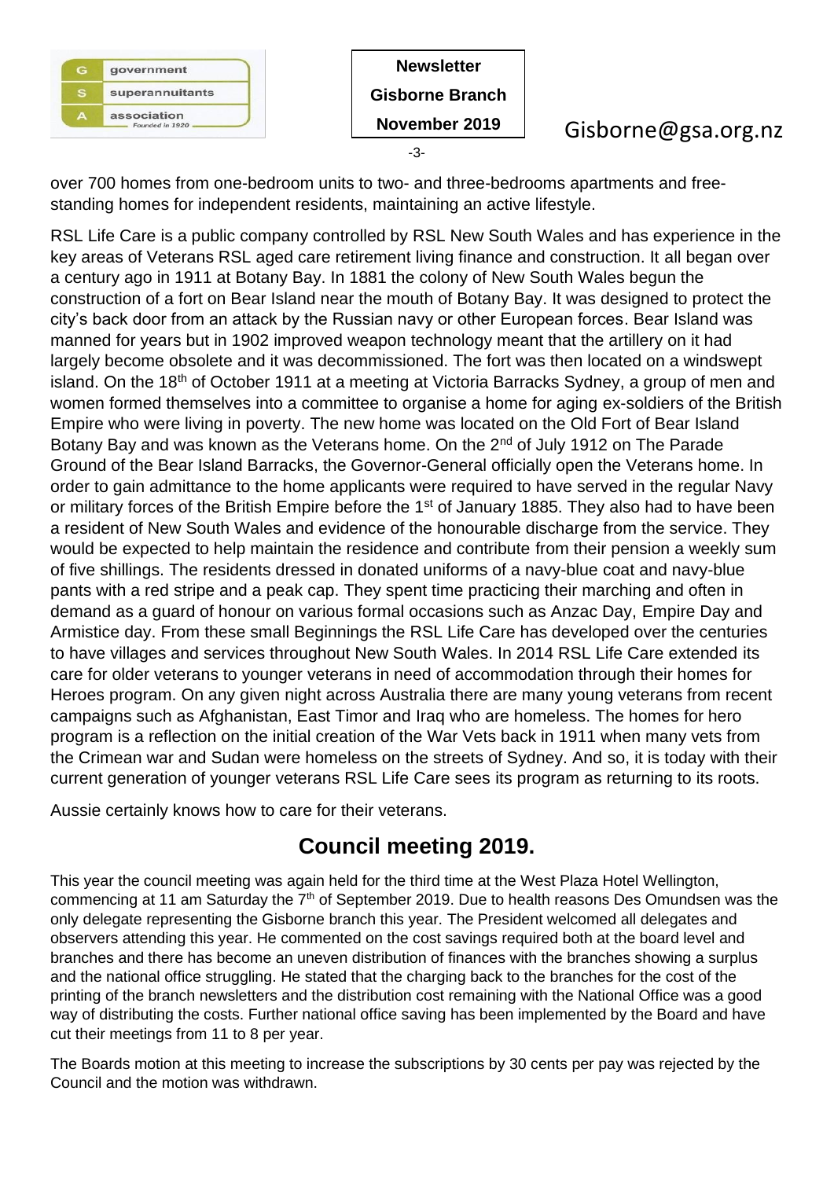over 700 homes from one-bedroom units to two- and three-bedrooms apartments and free-standing homes for independent residents, maintaining an active lifestyle.

RSL Life Care is a public company controlled by RSL New South Wales and has experience in the key areas of Veterans RSL aged care retirement living finance and construction. It all began over a century ago in 1911 at Botany Bay. In 1881 the colony of New South Wales begun the construction of a fort on Bear Island near the mouth of Botany Bay. It was designed to protect the city's back door from an attack by the Russian navy or other European forces. Bear Island was manned for years but in 1902 improved weapon technology meant that the artillery on it had largely become obsolete and it was decommissioned. The fort was then located on a windswept island. On the 18th of October 1911 at a meeting at Victoria Barracks Sydney, a group of men and women formed themselves into a committee to organise a home for aging ex-soldiers of the British Empire who were living in poverty. The new home was located on the Old Fort of Bear Island Botany Bay and was known as the Veterans home. On the 2nd of July 1912 on The Parade Ground of the Bear Island Barracks, the Governor-General officially open the Veterans home. In order to gain admittance to the home applicants were required to have served in the regular Navy or military forces of the British Empire before the 1st of January 1885. They also had to have been a resident of New South Wales and evidence of the honourable discharge from the service. They would be expected to help maintain the residence and contribute from their pension a weekly sum of five shillings. The residents dressed in donated uniforms of a navy-blue coat and navy-blue pants with a red stripe and a peak cap. They spent time practicing their marching and often in demand as a guard of honour on various formal occasions such as Anzac Day, Empire Day and Armistice day. From these small Beginnings the RSL Life Care has developed over the centuries to have villages and services throughout New South Wales. In 2014 RSL Life Care extended its care for older veterans to younger veterans in need of accommodation through their homes for Heroes program. On any given night across Australia there are many young veterans from recent campaigns such as Afghanistan, East Timor and Iraq who are homeless. The homes for hero program is a reflection on the initial creation of the War Vets back in 1911 when many vets from the Crimean war and Sudan were homeless on the streets of Sydney. And so, it is today with their current generation of younger veterans RSL Life Care sees its program as returning to its roots.

Aussie certainly knows how to care for their veterans.

## Council meeting 2019.

This year the council meeting was again held for the third time at the West Plaza Hotel Wellington, commencing at 11 am Saturday the 7th of September 2019. Due to health reasons Des Omundsen was the only delegate representing the Gisborne branch this year. The President welcomed all delegates and observers attending this year. He commented on the cost savings required both at the board level and branches and there has become an uneven distribution of finances with the branches showing a surplus and the national office struggling. He stated that the charging back to the branches for the cost of the printing of the branch newsletters and the distribution cost remaining with the National Office was a good way of distributing the costs. Further national office saving has been implemented by the Board and have cut their meetings from 11 to 8 per year.

The Boards motion at this meeting to increase the subscriptions by 30 cents per pay was rejected by the Council and the motion was withdrawn.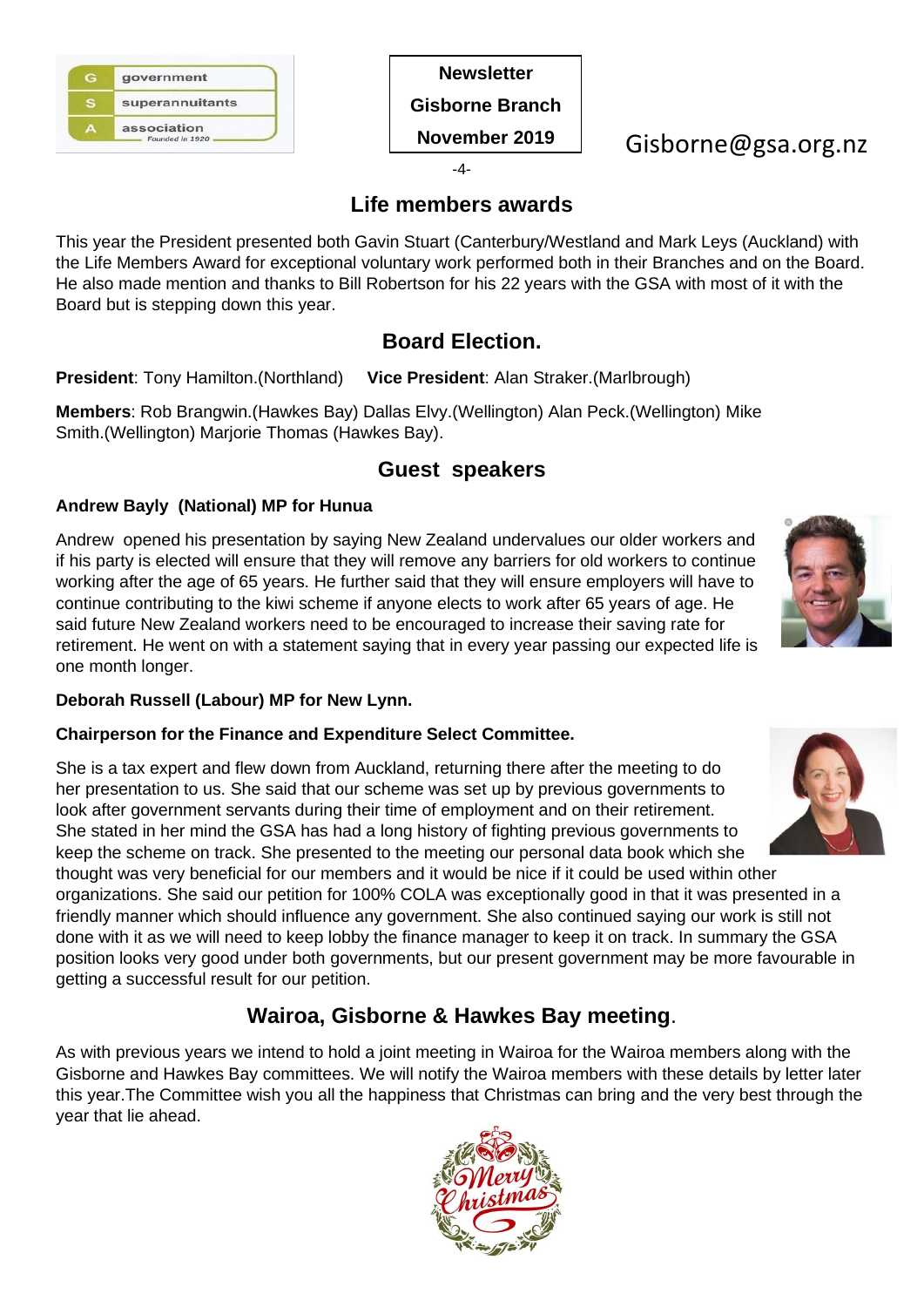## Life members awards

This year the President presented both Gavin Stuart (Canterbury/Westland and Mark Leys (Auckland) with the Life Members Award for exceptional voluntary work performed both in their Branches and on the Board. He also made mention and thanks to Bill Robertson for his 22 years with the GSA with most of it with the Board but is stepping down this year.

## Board Election.

**President**: Tony Hamilton.(Northland) **Vice President**: Alan Straker.(Marlbrough)

**Members**: Rob Brangwin.(Hawkes Bay) Dallas Elvy.(Wellington) Alan Peck.(Wellington) Mike Smith.(Wellington) Marjorie Thomas (Hawkes Bay).

## Guest speakers

**Andrew Bayly (National) MP for Hunua**

Andrew opened his presentation by saying New Zealand undervalues our older workers and if his party is elected will ensure that they will remove any barriers for old workers to continue working after the age of 65 years. He further said that they will ensure employers will have to continue contributing to the kiwi scheme if anyone elects to work after 65 years of age. He said future New Zealand workers need to be encouraged to increase their saving rate for retirement. He went on with a statement saying that in every year passing our expected life is one month longer.

**Deborah Russell (Labour) MP for New Lynn.**

**Chairperson for the Finance and Expenditure Select Committee.**

She is a tax expert and flew down from Auckland, returning there after the meeting to do her presentation to us. She said that our scheme was set up by previous governments to look after government servants during their time of employment and on their retirement. She stated in her mind the GSA has had a long history of fighting previous governments to keep the scheme on track. She presented to the meeting our personal data book which she thought was very beneficial for our members and it would be nice if it could be used within other organizations. She said our petition for 100% COLA was exceptionally good in that it was presented in a friendly manner which should influence any government. She also continued saying our work is still not done with it as we will need to keep lobby the finance manager to keep it on track. In summary the GSA position looks very good under both governments, but our present government may be more favourable in getting a successful result for our petition.

## Wairoa, Gisborne & Hawkes Bay meeting.

As with previous years we intend to hold a joint meeting in Wairoa for the Wairoa members along with the Gisborne and Hawkes Bay committees. We will notify the Wairoa members with these details by letter later this year.The Committee wish you all the happiness that Christmas can bring and the very best through the year that lie ahead.